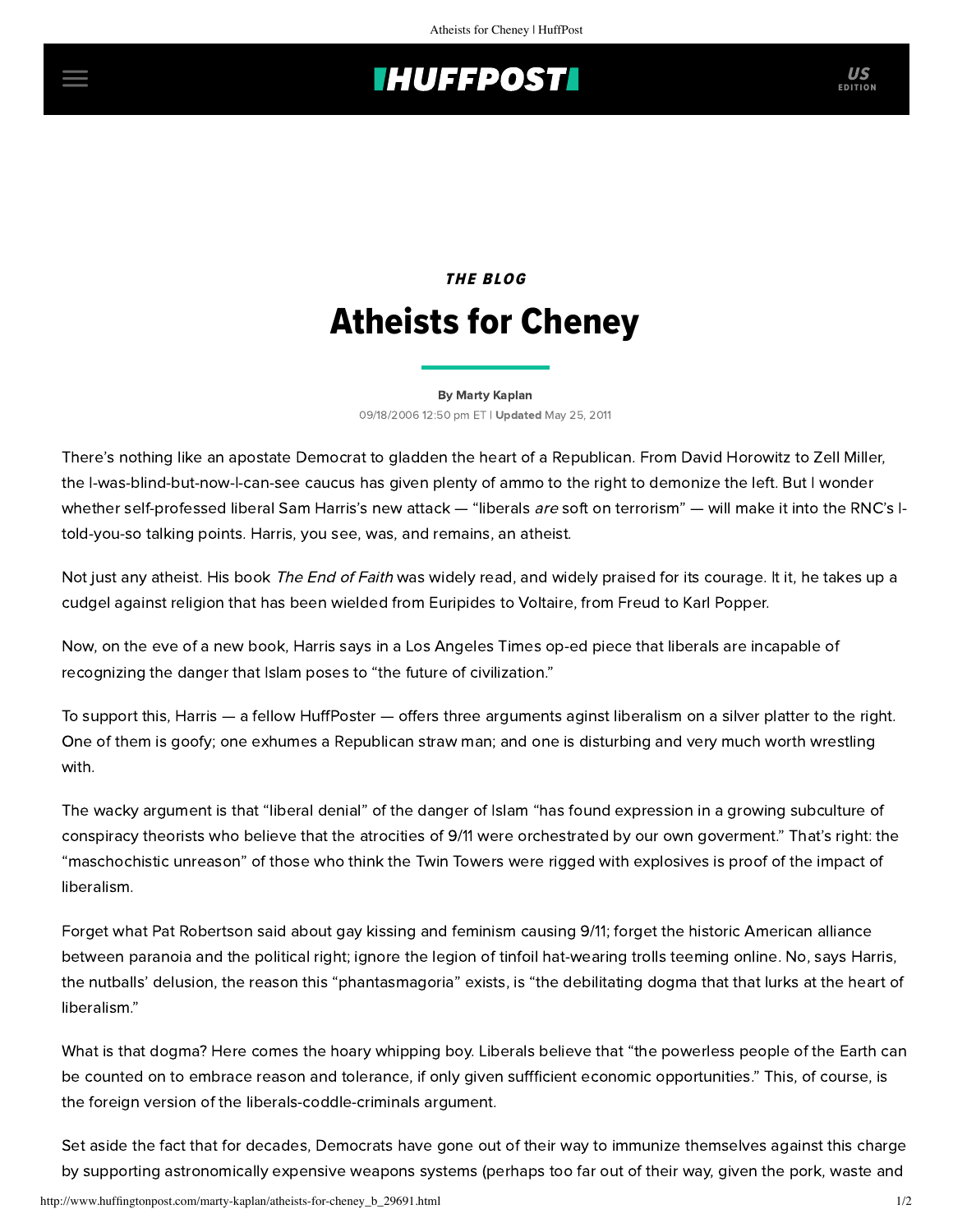THE BLOG

# Atheists for Cheney

By Marty Kaplan

09/18/2006 12:50 pm ET | **Updated** May 25, 2011

There's nothing like an apostate Democrat to gladden the heart of a Republican. From David Horowitz to Zell Miller, the I-was-blind-but-now-I-can-see caucus has given plenty of ammo to the right to demonize the left. But I wonder whether self-professed liberal Sam Harris's new attack — "liberals *are* soft on terrorism" — will make it into the RNC's I-told-you-so talking points. Harris, you see, was, and remains, an atheist.

Not just any atheist. His book *The End of Faith* was widely read, and widely praised for its courage. It it, he takes up a cudgel against religion that has been wielded from Euripides to Voltaire, from Freud to Karl Popper.

Now, on the eve of a new book, Harris says in a Los Angeles Times op-ed piece that liberals are incapable of recognizing the danger that Islam poses to "the future of civilization."

To support this, Harris — a fellow HuffPoster — offers three arguments aginst liberalism on a silver platter to the right. One of them is goofy; one exhumes a Republican straw man; and one is disturbing and very much worth wrestling with.

The wacky argument is that "liberal denial" of the danger of Islam "has found expression in a growing subculture of conspiracy theorists who believe that the atrocities of 9/11 were orchestrated by our own goverment." That's right: the "maschochistic unreason" of those who think the Twin Towers were rigged with explosives is proof of the impact of liberalism.

Forget what Pat Robertson said about gay kissing and feminism causing 9/11; forget the historic American alliance between paranoia and the political right; ignore the legion of tinfoil hat-wearing trolls teeming online. No, says Harris, the nutballs' delusion, the reason this "phantasmagoria" exists, is "the debilitating dogma that that lurks at the heart of liberalism."

What is that dogma? Here comes the hoary whipping boy. Liberals believe that "the powerless people of the Earth can be counted on to embrace reason and tolerance, if only given suffficient economic opportunities." This, of course, is the foreign version of the liberals-coddle-criminals argument.

Set aside the fact that for decades, Democrats have gone out of their way to immunize themselves against this charge by supporting astronomically expensive weapons systems (perhaps too far out of their way, given the pork, waste and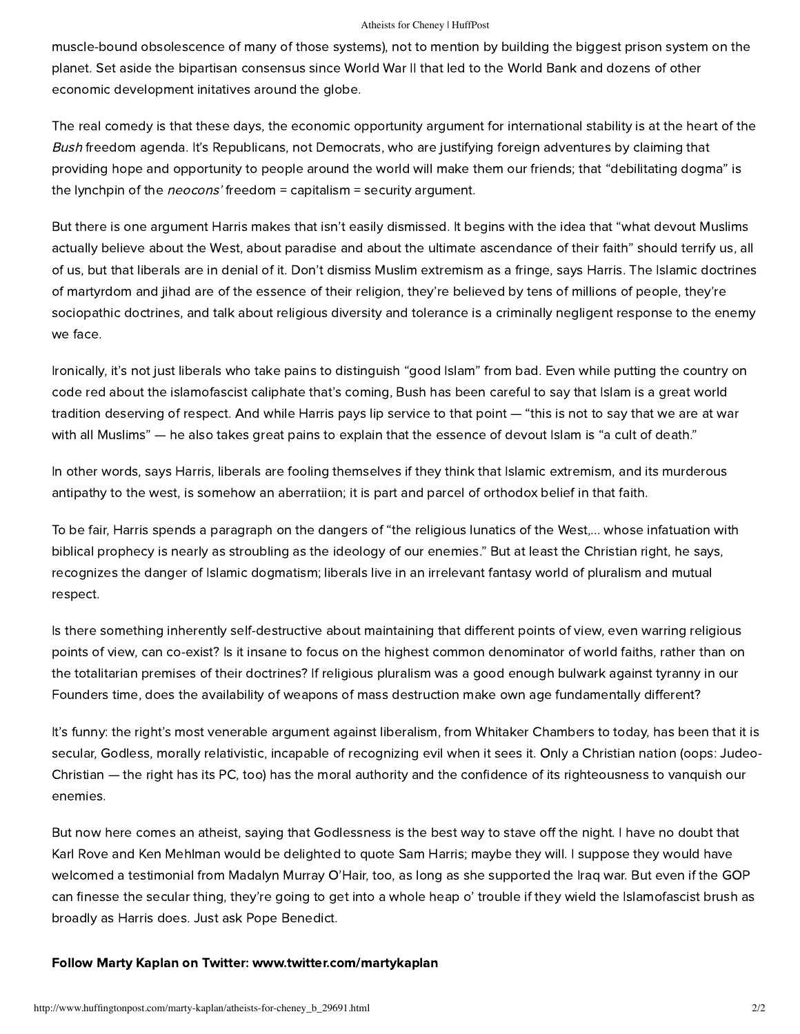muscle-bound obsolescence of many of those systems), not to mention by building the biggest prison system on the planet. Set aside the bipartisan consensus since World War II that led to the World Bank and dozens of other economic development initatives around the globe.

The real comedy is that these days, the economic opportunity argument for international stability is at the heart of the *Bush* freedom agenda. It's Republicans, not Democrats, who are justifying foreign adventures by claiming that providing hope and opportunity to people around the world will make them our friends; that "debilitating dogma" is the lynchpin of the *neocons'* freedom = capitalism = security argument.

But there is one argument Harris makes that isn't easily dismissed. It begins with the idea that "what devout Muslims actually believe about the West, about paradise and about the ultimate ascendance of their faith" should terrify us, all of us, but that liberals are in denial of it. Don't dismiss Muslim extremism as a fringe, says Harris. The Islamic doctrines of martyrdom and jihad are of the essence of their religion, they're believed by tens of millions of people, they're sociopathic doctrines, and talk about religious diversity and tolerance is a criminally negligent response to the enemy we face.

Ironically, it's not just liberals who take pains to distinguish "good Islam" from bad. Even while putting the country on code red about the islamofascist caliphate that's coming, Bush has been careful to say that Islam is a great world tradition deserving of respect. And while Harris pays lip service to that point — "this is not to say that we are at war with all Muslims" — he also takes great pains to explain that the essence of devout Islam is "a cult of death."

In other words, says Harris, liberals are fooling themselves if they think that Islamic extremism, and its murderous antipathy to the west, is somehow an aberratiion; it is part and parcel of orthodox belief in that faith.

To be fair, Harris spends a paragraph on the dangers of "the religious lunatics of the West,... whose infatuation with biblical prophecy is nearly as stroubling as the ideology of our enemies." But at least the Christian right, he says, recognizes the danger of Islamic dogmatism; liberals live in an irrelevant fantasy world of pluralism and mutual respect.

Is there something inherently self-destructive about maintaining that different points of view, even warring religious points of view, can co-exist? Is it insane to focus on the highest common denominator of world faiths, rather than on the totalitarian premises of their doctrines? If religious pluralism was a good enough bulwark against tyranny in our Founders time, does the availability of weapons of mass destruction make own age fundamentally different?

It's funny: the right's most venerable argument against liberalism, from Whitaker Chambers to today, has been that it is secular, Godless, morally relativistic, incapable of recognizing evil when it sees it. Only a Christian nation (oops: Judeo-Christian — the right has its PC, too) has the moral authority and the confidence of its righteousness to vanquish our enemies.

But now here comes an atheist, saying that Godlessness is the best way to stave off the night. I have no doubt that Karl Rove and Ken Mehlman would be delighted to quote Sam Harris; maybe they will. I suppose they would have welcomed a testimonial from Madalyn Murray O'Hair, too, as long as she supported the Iraq war. But even if the GOP can finesse the secular thing, they're going to get into a whole heap o' trouble if they wield the Islamofascist brush as broadly as Harris does. Just ask Pope Benedict.

**Follow Marty Kaplan on Twitter: www.twitter.com/martykaplan**